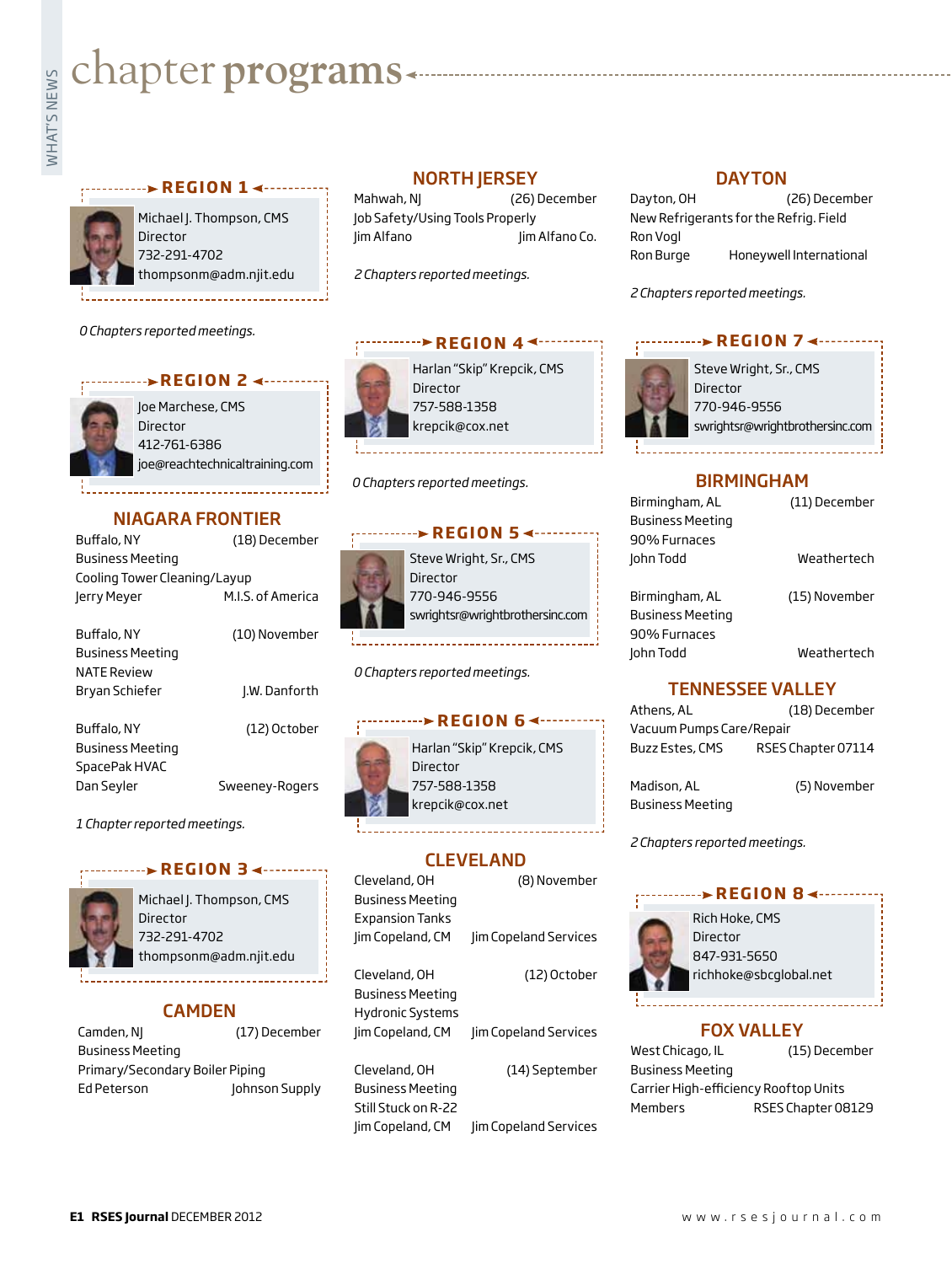# chapter programs

## REGION 1

Michael J. Thompson, CMS
Director
732-291-4702
thompsonm@adm.njit.edu

*0 Chapters reported meetings.*

## REGION 2

Joe Marchese, CMS
Director
412-761-6386
joe@reachtechnicaltraining.com

### NIAGARA FRONTIER

Buffalo, NY (18) December
Business Meeting
Cooling Tower Cleaning/Layup
Jerry Meyer M.I.S. of America

Buffalo, NY (10) November
Business Meeting
NATE Review
Bryan Schiefer J.W. Danforth

Buffalo, NY (12) October
Business Meeting
SpacePak HVAC
Dan Seyler Sweeney-Rogers

*1 Chapter reported meetings.*

## REGION 3

Michael J. Thompson, CMS
Director
732-291-4702
thompsonm@adm.njit.edu

### CAMDEN

Camden, NJ (17) December
Business Meeting
Primary/Secondary Boiler Piping
Ed Peterson Johnson Supply

### NORTH JERSEY

Mahwah, NJ (26) December
Job Safety/Using Tools Properly
Jim Alfano Jim Alfano Co.

*2 Chapters reported meetings.*

## REGION 4

Harlan "Skip" Krepcik, CMS
Director
757-588-1358
krepcik@cox.net

*0 Chapters reported meetings.*

## REGION 5

Steve Wright, Sr., CMS
Director
770-946-9556
swrightsr@wrightbrothersinc.com

*0 Chapters reported meetings.*

## REGION 6

Harlan "Skip" Krepcik, CMS
Director
757-588-1358
krepcik@cox.net

### CLEVELAND

Cleveland, OH (8) November
Business Meeting
Expansion Tanks
Jim Copeland, CM Jim Copeland Services

Cleveland, OH (12) October
Business Meeting
Hydronic Systems
Jim Copeland, CM Jim Copeland Services

Cleveland, OH (14) September
Business Meeting
Still Stuck on R-22
Jim Copeland, CM Jim Copeland Services

### DAYTON

Dayton, OH (26) December
New Refrigerants for the Refrig. Field
Ron Vogl
Ron Burge Honeywell International

*2 Chapters reported meetings.*

## REGION 7

Steve Wright, Sr., CMS
Director
770-946-9556
swrightsr@wrightbrothersinc.com

### BIRMINGHAM

Birmingham, AL (11) December
Business Meeting
90% Furnaces
John Todd Weathertech

Birmingham, AL (15) November
Business Meeting
90% Furnaces
John Todd Weathertech

### TENNESSEE VALLEY

Athens, AL (18) December
Vacuum Pumps Care/Repair
Buzz Estes, CMS RSES Chapter 07114

Madison, AL (5) November
Business Meeting

*2 Chapters reported meetings.*

## REGION 8

Rich Hoke, CMS
Director
847-931-5650
richhoke@sbcglobal.net

### FOX VALLEY

West Chicago, IL (15) December
Business Meeting
Carrier High-efficiency Rooftop Units
Members RSES Chapter 08129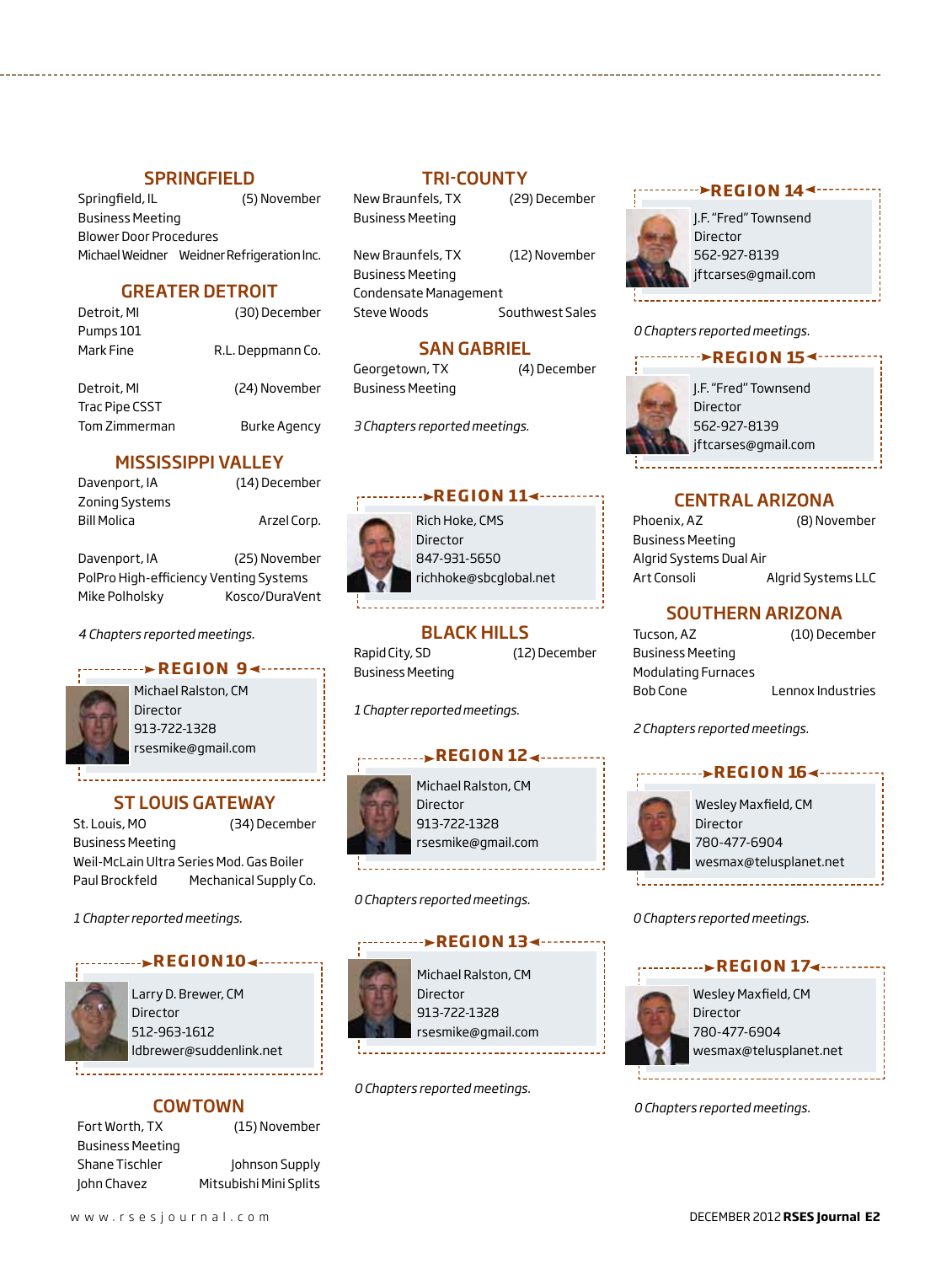## SPRINGFIELD

Springfield, IL (5) November
Business Meeting
Blower Door Procedures
Michael Weidner Weidner Refrigeration Inc.

## GREATER DETROIT

Detroit, MI (30) December
Pumps 101
Mark Fine R.L. Deppmann Co.

Detroit, MI (24) November
Trac Pipe CSST
Tom Zimmerman Burke Agency

## MISSISSIPPI VALLEY

Davenport, IA (14) December
Zoning Systems
Bill Molica Arzel Corp.

Davenport, IA (25) November
PolPro High-efficiency Venting Systems
Mike Polholsky Kosco/DuraVent

*4 Chapters reported meetings.*

## REGION 9

Michael Ralston, CM
Director
913-722-1328
rsesmike@gmail.com

## ST LOUIS GATEWAY

St. Louis, MO (34) December
Business Meeting
Weil-McLain Ultra Series Mod. Gas Boiler
Paul Brockfeld Mechanical Supply Co.

*1 Chapter reported meetings.*

## REGION 10

Larry D. Brewer, CM
Director
512-963-1612
ldbrewer@suddenlink.net

## COWTOWN

Fort Worth, TX (15) November
Business Meeting
Shane Tischler Johnson Supply
John Chavez Mitsubishi Mini Splits

## TRI-COUNTY

New Braunfels, TX (29) December
Business Meeting

New Braunfels, TX (12) November
Business Meeting
Condensate Management
Steve Woods Southwest Sales

## SAN GABRIEL

Georgetown, TX (4) December
Business Meeting

*3 Chapters reported meetings.*

## REGION 11

Rich Hoke, CMS
Director
847-931-5650
richhoke@sbcglobal.net

## BLACK HILLS

Rapid City, SD (12) December
Business Meeting

*1 Chapter reported meetings.*

## REGION 12

Michael Ralston, CM
Director
913-722-1328
rsesmike@gmail.com

*0 Chapters reported meetings.*

## REGION 13

Michael Ralston, CM
Director
913-722-1328
rsesmike@gmail.com

*0 Chapters reported meetings.*

## REGION 14

J.F. "Fred" Townsend
Director
562-927-8139
jftcarses@gmail.com

*0 Chapters reported meetings.*

## REGION 15

J.F. "Fred" Townsend
Director
562-927-8139
jftcarses@gmail.com

## CENTRAL ARIZONA

Phoenix, AZ (8) November
Business Meeting
Algrid Systems Dual Air
Art Consoli Algrid Systems LLC

## SOUTHERN ARIZONA

Tucson, AZ (10) December
Business Meeting
Modulating Furnaces
Bob Cone Lennox Industries

*2 Chapters reported meetings.*

## REGION 16

Wesley Maxfield, CM
Director
780-477-6904
wesmax@telusplanet.net

*0 Chapters reported meetings.*

## REGION 17

Wesley Maxfield, CM
Director
780-477-6904
wesmax@telusplanet.net

*0 Chapters reported meetings.*